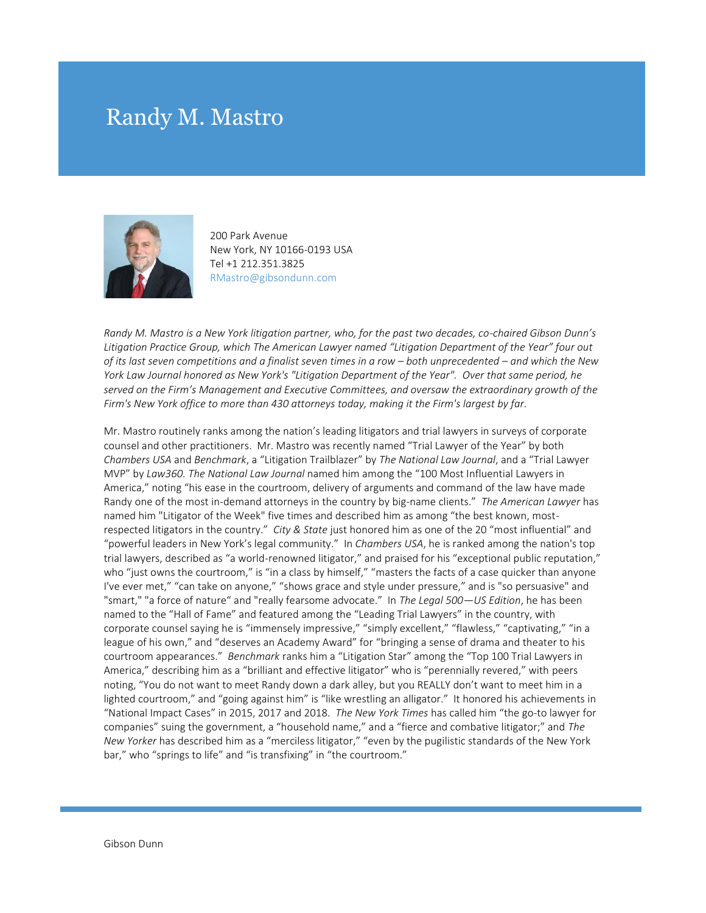# Randy M. Mastro

200 Park Avenue
New York, NY 10166-0193 USA
Tel +1 212.351.3825
RMastro@gibsondunn.com

*Randy M. Mastro is a New York litigation partner, who, for the past two decades, co-chaired Gibson Dunn's Litigation Practice Group, which The American Lawyer named "Litigation Department of the Year" four out of its last seven competitions and a finalist seven times in a row – both unprecedented – and which the New York Law Journal honored as New York's "Litigation Department of the Year". Over that same period, he served on the Firm's Management and Executive Committees, and oversaw the extraordinary growth of the Firm's New York office to more than 430 attorneys today, making it the Firm's largest by far.*

Mr. Mastro routinely ranks among the nation's leading litigators and trial lawyers in surveys of corporate counsel and other practitioners. Mr. Mastro was recently named "Trial Lawyer of the Year" by both *Chambers USA* and *Benchmark*, a "Litigation Trailblazer" by *The National Law Journal*, and a "Trial Lawyer MVP" by *Law360. The National Law Journal* named him among the "100 Most Influential Lawyers in America," noting "his ease in the courtroom, delivery of arguments and command of the law have made Randy one of the most in-demand attorneys in the country by big-name clients." *The American Lawyer* has named him "Litigator of the Week" five times and described him as among "the best known, most-respected litigators in the country." *City & State* just honored him as one of the 20 "most influential" and "powerful leaders in New York's legal community." In *Chambers USA*, he is ranked among the nation's top trial lawyers, described as "a world-renowned litigator," and praised for his "exceptional public reputation," who "just owns the courtroom," is "in a class by himself," "masters the facts of a case quicker than anyone I've ever met," "can take on anyone," "shows grace and style under pressure," and is "so persuasive" and "smart," "a force of nature" and "really fearsome advocate." In *The Legal 500—US Edition*, he has been named to the "Hall of Fame" and featured among the "Leading Trial Lawyers" in the country, with corporate counsel saying he is "immensely impressive," "simply excellent," "flawless," "captivating," "in a league of his own," and "deserves an Academy Award" for "bringing a sense of drama and theater to his courtroom appearances." *Benchmark* ranks him a "Litigation Star" among the "Top 100 Trial Lawyers in America," describing him as a "brilliant and effective litigator" who is "perennially revered," with peers noting, "You do not want to meet Randy down a dark alley, but you REALLY don't want to meet him in a lighted courtroom," and "going against him" is "like wrestling an alligator." It honored his achievements in "National Impact Cases" in 2015, 2017 and 2018. *The New York Times* has called him "the go-to lawyer for companies" suing the government, a "household name," and a "fierce and combative litigator;" and *The New Yorker* has described him as a "merciless litigator," "even by the pugilistic standards of the New York bar," who "springs to life" and "is transfixing" in "the courtroom."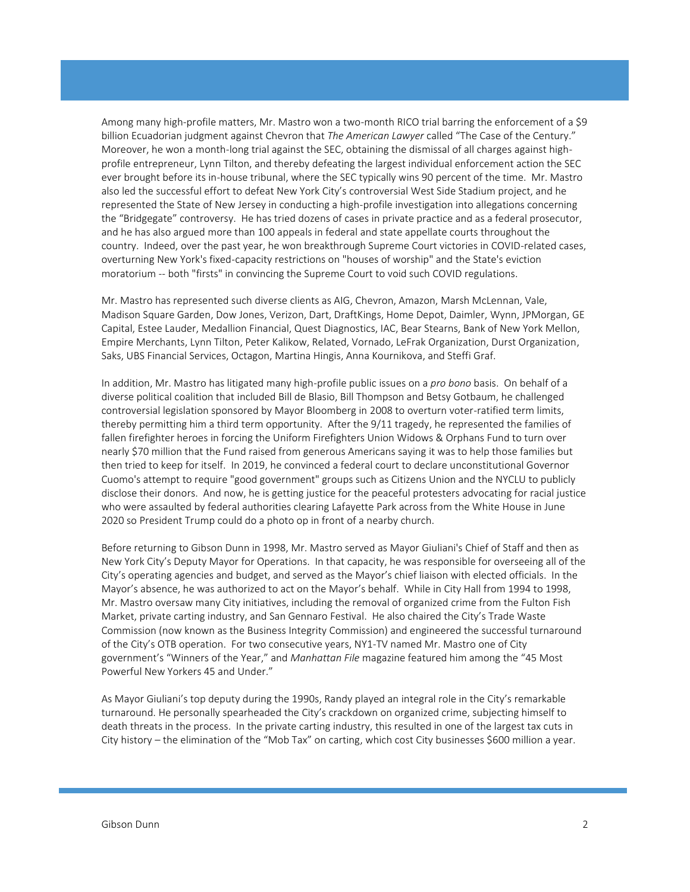Among many high-profile matters, Mr. Mastro won a two-month RICO trial barring the enforcement of a $9 billion Ecuadorian judgment against Chevron that *The American Lawyer* called "The Case of the Century." Moreover, he won a month-long trial against the SEC, obtaining the dismissal of all charges against high-profile entrepreneur, Lynn Tilton, and thereby defeating the largest individual enforcement action the SEC ever brought before its in-house tribunal, where the SEC typically wins 90 percent of the time. Mr. Mastro also led the successful effort to defeat New York City's controversial West Side Stadium project, and he represented the State of New Jersey in conducting a high-profile investigation into allegations concerning the "Bridgegate" controversy. He has tried dozens of cases in private practice and as a federal prosecutor, and he has also argued more than 100 appeals in federal and state appellate courts throughout the country. Indeed, over the past year, he won breakthrough Supreme Court victories in COVID-related cases, overturning New York's fixed-capacity restrictions on "houses of worship" and the State's eviction moratorium -- both "firsts" in convincing the Supreme Court to void such COVID regulations.

Mr. Mastro has represented such diverse clients as AIG, Chevron, Amazon, Marsh McLennan, Vale, Madison Square Garden, Dow Jones, Verizon, Dart, DraftKings, Home Depot, Daimler, Wynn, JPMorgan, GE Capital, Estee Lauder, Medallion Financial, Quest Diagnostics, IAC, Bear Stearns, Bank of New York Mellon, Empire Merchants, Lynn Tilton, Peter Kalikow, Related, Vornado, LeFrak Organization, Durst Organization, Saks, UBS Financial Services, Octagon, Martina Hingis, Anna Kournikova, and Steffi Graf.

In addition, Mr. Mastro has litigated many high-profile public issues on a *pro bono* basis. On behalf of a diverse political coalition that included Bill de Blasio, Bill Thompson and Betsy Gotbaum, he challenged controversial legislation sponsored by Mayor Bloomberg in 2008 to overturn voter-ratified term limits, thereby permitting him a third term opportunity. After the 9/11 tragedy, he represented the families of fallen firefighter heroes in forcing the Uniform Firefighters Union Widows & Orphans Fund to turn over nearly $70 million that the Fund raised from generous Americans saying it was to help those families but then tried to keep for itself. In 2019, he convinced a federal court to declare unconstitutional Governor Cuomo's attempt to require "good government" groups such as Citizens Union and the NYCLU to publicly disclose their donors. And now, he is getting justice for the peaceful protesters advocating for racial justice who were assaulted by federal authorities clearing Lafayette Park across from the White House in June 2020 so President Trump could do a photo op in front of a nearby church.

Before returning to Gibson Dunn in 1998, Mr. Mastro served as Mayor Giuliani's Chief of Staff and then as New York City's Deputy Mayor for Operations. In that capacity, he was responsible for overseeing all of the City's operating agencies and budget, and served as the Mayor's chief liaison with elected officials. In the Mayor's absence, he was authorized to act on the Mayor's behalf. While in City Hall from 1994 to 1998, Mr. Mastro oversaw many City initiatives, including the removal of organized crime from the Fulton Fish Market, private carting industry, and San Gennaro Festival. He also chaired the City's Trade Waste Commission (now known as the Business Integrity Commission) and engineered the successful turnaround of the City's OTB operation. For two consecutive years, NY1-TV named Mr. Mastro one of City government's "Winners of the Year," and *Manhattan File* magazine featured him among the "45 Most Powerful New Yorkers 45 and Under."

As Mayor Giuliani's top deputy during the 1990s, Randy played an integral role in the City's remarkable turnaround. He personally spearheaded the City's crackdown on organized crime, subjecting himself to death threats in the process. In the private carting industry, this resulted in one of the largest tax cuts in City history – the elimination of the "Mob Tax" on carting, which cost City businesses $600 million a year.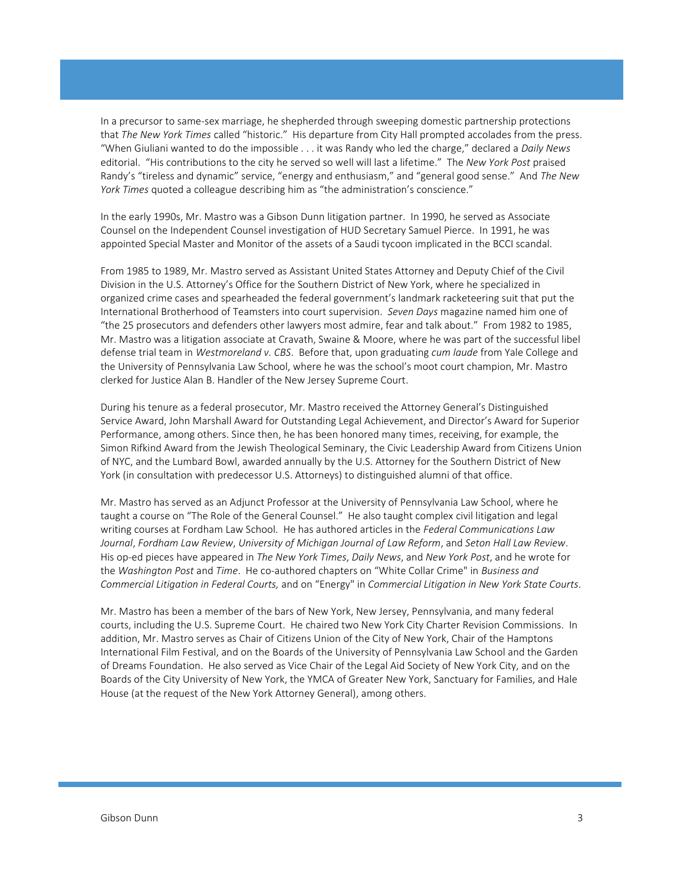In a precursor to same-sex marriage, he shepherded through sweeping domestic partnership protections that *The New York Times* called "historic." His departure from City Hall prompted accolades from the press. "When Giuliani wanted to do the impossible . . . it was Randy who led the charge," declared a *Daily News* editorial. "His contributions to the city he served so well will last a lifetime." The *New York Post* praised Randy's "tireless and dynamic" service, "energy and enthusiasm," and "general good sense." And *The New York Times* quoted a colleague describing him as "the administration's conscience."

In the early 1990s, Mr. Mastro was a Gibson Dunn litigation partner. In 1990, he served as Associate Counsel on the Independent Counsel investigation of HUD Secretary Samuel Pierce. In 1991, he was appointed Special Master and Monitor of the assets of a Saudi tycoon implicated in the BCCI scandal.

From 1985 to 1989, Mr. Mastro served as Assistant United States Attorney and Deputy Chief of the Civil Division in the U.S. Attorney's Office for the Southern District of New York, where he specialized in organized crime cases and spearheaded the federal government's landmark racketeering suit that put the International Brotherhood of Teamsters into court supervision. *Seven Days* magazine named him one of "the 25 prosecutors and defenders other lawyers most admire, fear and talk about." From 1982 to 1985, Mr. Mastro was a litigation associate at Cravath, Swaine & Moore, where he was part of the successful libel defense trial team in *Westmoreland v. CBS*. Before that, upon graduating *cum laude* from Yale College and the University of Pennsylvania Law School, where he was the school's moot court champion, Mr. Mastro clerked for Justice Alan B. Handler of the New Jersey Supreme Court.

During his tenure as a federal prosecutor, Mr. Mastro received the Attorney General's Distinguished Service Award, John Marshall Award for Outstanding Legal Achievement, and Director's Award for Superior Performance, among others. Since then, he has been honored many times, receiving, for example, the Simon Rifkind Award from the Jewish Theological Seminary, the Civic Leadership Award from Citizens Union of NYC, and the Lumbard Bowl, awarded annually by the U.S. Attorney for the Southern District of New York (in consultation with predecessor U.S. Attorneys) to distinguished alumni of that office.

Mr. Mastro has served as an Adjunct Professor at the University of Pennsylvania Law School, where he taught a course on "The Role of the General Counsel." He also taught complex civil litigation and legal writing courses at Fordham Law School. He has authored articles in the *Federal Communications Law Journal*, *Fordham Law Review*, *University of Michigan Journal of Law Reform*, and *Seton Hall Law Review*. His op-ed pieces have appeared in *The New York Times*, *Daily News*, and *New York Post*, and he wrote for the *Washington Post* and *Time*. He co-authored chapters on "White Collar Crime" in *Business and Commercial Litigation in Federal Courts,* and on "Energy" in *Commercial Litigation in New York State Courts*.

Mr. Mastro has been a member of the bars of New York, New Jersey, Pennsylvania, and many federal courts, including the U.S. Supreme Court. He chaired two New York City Charter Revision Commissions. In addition, Mr. Mastro serves as Chair of Citizens Union of the City of New York, Chair of the Hamptons International Film Festival, and on the Boards of the University of Pennsylvania Law School and the Garden of Dreams Foundation. He also served as Vice Chair of the Legal Aid Society of New York City, and on the Boards of the City University of New York, the YMCA of Greater New York, Sanctuary for Families, and Hale House (at the request of the New York Attorney General), among others.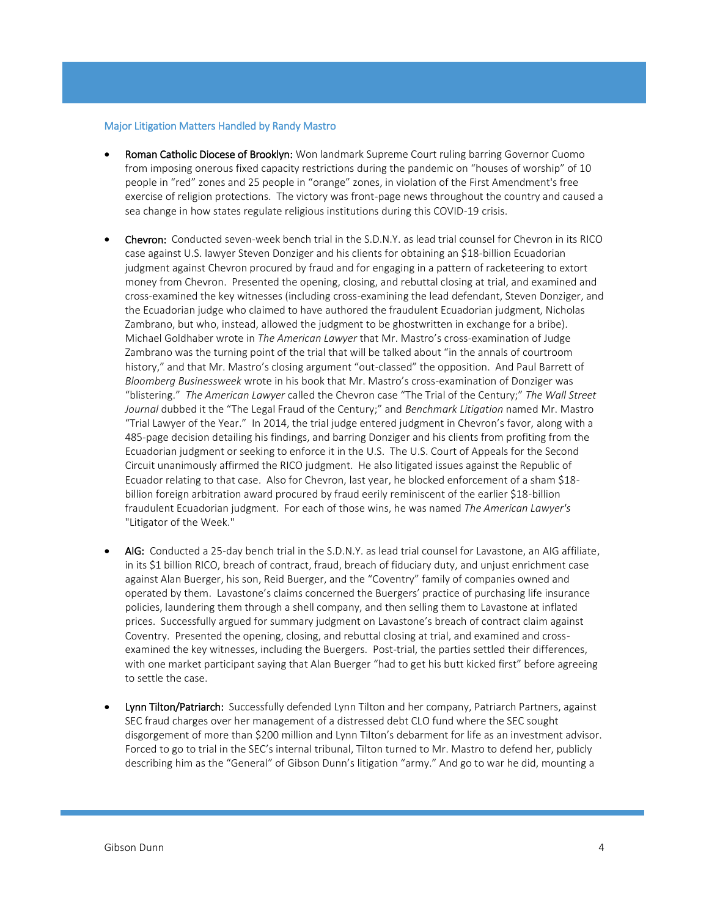### Major Litigation Matters Handled by Randy Mastro

- **Roman Catholic Diocese of Brooklyn:** Won landmark Supreme Court ruling barring Governor Cuomo from imposing onerous fixed capacity restrictions during the pandemic on "houses of worship" of 10 people in "red" zones and 25 people in "orange" zones, in violation of the First Amendment's free exercise of religion protections. The victory was front-page news throughout the country and caused a sea change in how states regulate religious institutions during this COVID-19 crisis.

- **Chevron:** Conducted seven-week bench trial in the S.D.N.Y. as lead trial counsel for Chevron in its RICO case against U.S. lawyer Steven Donziger and his clients for obtaining an $18-billion Ecuadorian judgment against Chevron procured by fraud and for engaging in a pattern of racketeering to extort money from Chevron. Presented the opening, closing, and rebuttal closing at trial, and examined and cross-examined the key witnesses (including cross-examining the lead defendant, Steven Donziger, and the Ecuadorian judge who claimed to have authored the fraudulent Ecuadorian judgment, Nicholas Zambrano, but who, instead, allowed the judgment to be ghostwritten in exchange for a bribe). Michael Goldhaber wrote in *The American Lawyer* that Mr. Mastro's cross-examination of Judge Zambrano was the turning point of the trial that will be talked about "in the annals of courtroom history," and that Mr. Mastro's closing argument "out-classed" the opposition. And Paul Barrett of *Bloomberg Businessweek* wrote in his book that Mr. Mastro's cross-examination of Donziger was "blistering." *The American Lawyer* called the Chevron case "The Trial of the Century;" *The Wall Street Journal* dubbed it the "The Legal Fraud of the Century;" and *Benchmark Litigation* named Mr. Mastro "Trial Lawyer of the Year." In 2014, the trial judge entered judgment in Chevron's favor, along with a 485-page decision detailing his findings, and barring Donziger and his clients from profiting from the Ecuadorian judgment or seeking to enforce it in the U.S. The U.S. Court of Appeals for the Second Circuit unanimously affirmed the RICO judgment. He also litigated issues against the Republic of Ecuador relating to that case. Also for Chevron, last year, he blocked enforcement of a sham $18-billion foreign arbitration award procured by fraud eerily reminiscent of the earlier $18-billion fraudulent Ecuadorian judgment. For each of those wins, he was named *The American Lawyer's* "Litigator of the Week."

- **AIG:** Conducted a 25-day bench trial in the S.D.N.Y. as lead trial counsel for Lavastone, an AIG affiliate, in its $1 billion RICO, breach of contract, fraud, breach of fiduciary duty, and unjust enrichment case against Alan Buerger, his son, Reid Buerger, and the "Coventry" family of companies owned and operated by them. Lavastone's claims concerned the Buergers' practice of purchasing life insurance policies, laundering them through a shell company, and then selling them to Lavastone at inflated prices. Successfully argued for summary judgment on Lavastone's breach of contract claim against Coventry. Presented the opening, closing, and rebuttal closing at trial, and examined and cross-examined the key witnesses, including the Buergers. Post-trial, the parties settled their differences, with one market participant saying that Alan Buerger "had to get his butt kicked first" before agreeing to settle the case.

- **Lynn Tilton/Patriarch:** Successfully defended Lynn Tilton and her company, Patriarch Partners, against SEC fraud charges over her management of a distressed debt CLO fund where the SEC sought disgorgement of more than $200 million and Lynn Tilton's debarment for life as an investment advisor. Forced to go to trial in the SEC's internal tribunal, Tilton turned to Mr. Mastro to defend her, publicly describing him as the "General" of Gibson Dunn's litigation "army." And go to war he did, mounting a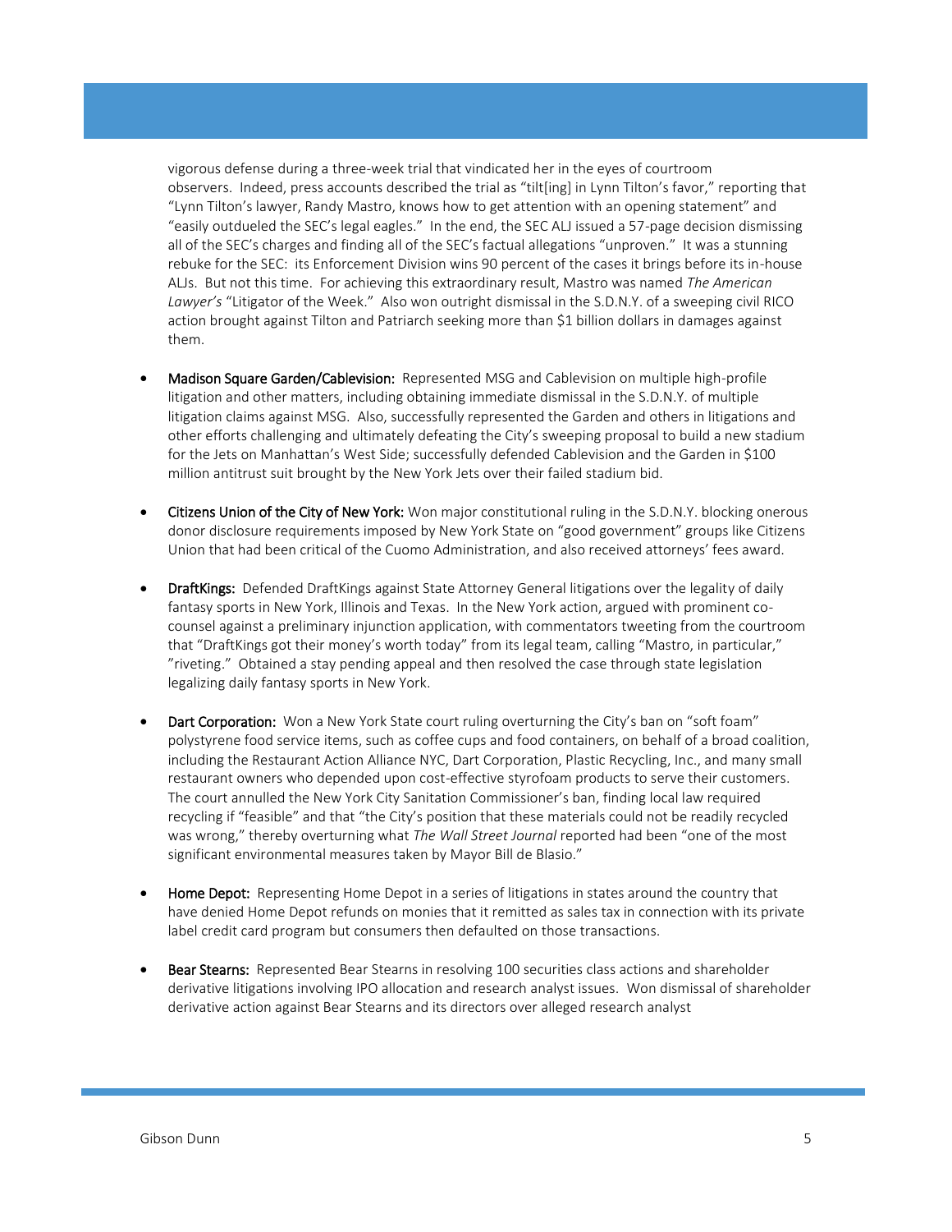vigorous defense during a three-week trial that vindicated her in the eyes of courtroom observers. Indeed, press accounts described the trial as "tilt[ing] in Lynn Tilton's favor," reporting that "Lynn Tilton's lawyer, Randy Mastro, knows how to get attention with an opening statement" and "easily outdueled the SEC's legal eagles." In the end, the SEC ALJ issued a 57-page decision dismissing all of the SEC's charges and finding all of the SEC's factual allegations "unproven." It was a stunning rebuke for the SEC: its Enforcement Division wins 90 percent of the cases it brings before its in-house ALJs. But not this time. For achieving this extraordinary result, Mastro was named *The American Lawyer's* "Litigator of the Week." Also won outright dismissal in the S.D.N.Y. of a sweeping civil RICO action brought against Tilton and Patriarch seeking more than $1 billion dollars in damages against them.

- **Madison Square Garden/Cablevision:** Represented MSG and Cablevision on multiple high-profile litigation and other matters, including obtaining immediate dismissal in the S.D.N.Y. of multiple litigation claims against MSG. Also, successfully represented the Garden and others in litigations and other efforts challenging and ultimately defeating the City's sweeping proposal to build a new stadium for the Jets on Manhattan's West Side; successfully defended Cablevision and the Garden in $100 million antitrust suit brought by the New York Jets over their failed stadium bid.

- **Citizens Union of the City of New York:** Won major constitutional ruling in the S.D.N.Y. blocking onerous donor disclosure requirements imposed by New York State on "good government" groups like Citizens Union that had been critical of the Cuomo Administration, and also received attorneys' fees award.

- **DraftKings:** Defended DraftKings against State Attorney General litigations over the legality of daily fantasy sports in New York, Illinois and Texas. In the New York action, argued with prominent co-counsel against a preliminary injunction application, with commentators tweeting from the courtroom that "DraftKings got their money's worth today" from its legal team, calling "Mastro, in particular," "riveting." Obtained a stay pending appeal and then resolved the case through state legislation legalizing daily fantasy sports in New York.

- **Dart Corporation:** Won a New York State court ruling overturning the City's ban on "soft foam" polystyrene food service items, such as coffee cups and food containers, on behalf of a broad coalition, including the Restaurant Action Alliance NYC, Dart Corporation, Plastic Recycling, Inc., and many small restaurant owners who depended upon cost-effective styrofoam products to serve their customers. The court annulled the New York City Sanitation Commissioner's ban, finding local law required recycling if "feasible" and that "the City's position that these materials could not be readily recycled was wrong," thereby overturning what *The Wall Street Journal* reported had been "one of the most significant environmental measures taken by Mayor Bill de Blasio."

- **Home Depot:** Representing Home Depot in a series of litigations in states around the country that have denied Home Depot refunds on monies that it remitted as sales tax in connection with its private label credit card program but consumers then defaulted on those transactions.

- **Bear Stearns:** Represented Bear Stearns in resolving 100 securities class actions and shareholder derivative litigations involving IPO allocation and research analyst issues. Won dismissal of shareholder derivative action against Bear Stearns and its directors over alleged research analyst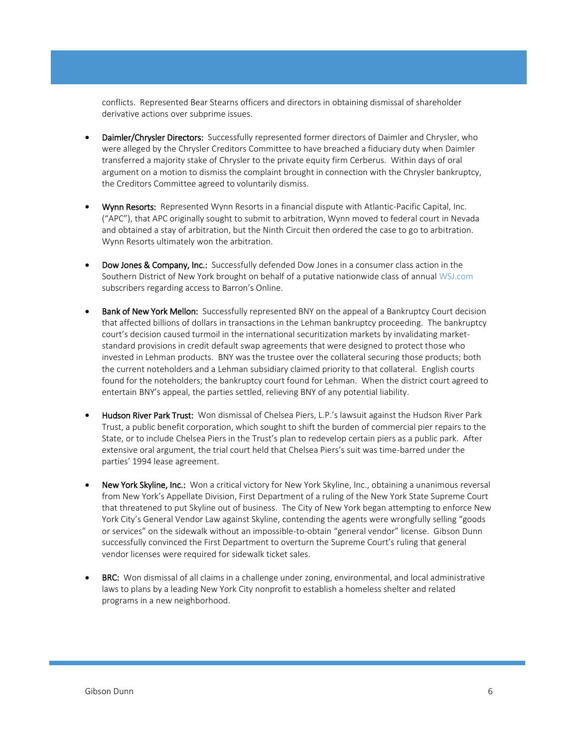conflicts. Represented Bear Stearns officers and directors in obtaining dismissal of shareholder derivative actions over subprime issues.

- **Daimler/Chrysler Directors:** Successfully represented former directors of Daimler and Chrysler, who were alleged by the Chrysler Creditors Committee to have breached a fiduciary duty when Daimler transferred a majority stake of Chrysler to the private equity firm Cerberus. Within days of oral argument on a motion to dismiss the complaint brought in connection with the Chrysler bankruptcy, the Creditors Committee agreed to voluntarily dismiss.

- **Wynn Resorts:** Represented Wynn Resorts in a financial dispute with Atlantic-Pacific Capital, Inc. ("APC"), that APC originally sought to submit to arbitration, Wynn moved to federal court in Nevada and obtained a stay of arbitration, but the Ninth Circuit then ordered the case to go to arbitration. Wynn Resorts ultimately won the arbitration.

- **Dow Jones & Company, Inc.:** Successfully defended Dow Jones in a consumer class action in the Southern District of New York brought on behalf of a putative nationwide class of annual WSJ.com subscribers regarding access to Barron's Online.

- **Bank of New York Mellon:** Successfully represented BNY on the appeal of a Bankruptcy Court decision that affected billions of dollars in transactions in the Lehman bankruptcy proceeding. The bankruptcy court's decision caused turmoil in the international securitization markets by invalidating market-standard provisions in credit default swap agreements that were designed to protect those who invested in Lehman products. BNY was the trustee over the collateral securing those products; both the current noteholders and a Lehman subsidiary claimed priority to that collateral. English courts found for the noteholders; the bankruptcy court found for Lehman. When the district court agreed to entertain BNY's appeal, the parties settled, relieving BNY of any potential liability.

- **Hudson River Park Trust:** Won dismissal of Chelsea Piers, L.P.'s lawsuit against the Hudson River Park Trust, a public benefit corporation, which sought to shift the burden of commercial pier repairs to the State, or to include Chelsea Piers in the Trust's plan to redevelop certain piers as a public park. After extensive oral argument, the trial court held that Chelsea Piers's suit was time-barred under the parties' 1994 lease agreement.

- **New York Skyline, Inc.:** Won a critical victory for New York Skyline, Inc., obtaining a unanimous reversal from New York's Appellate Division, First Department of a ruling of the New York State Supreme Court that threatened to put Skyline out of business. The City of New York began attempting to enforce New York City's General Vendor Law against Skyline, contending the agents were wrongfully selling "goods or services" on the sidewalk without an impossible-to-obtain "general vendor" license. Gibson Dunn successfully convinced the First Department to overturn the Supreme Court's ruling that general vendor licenses were required for sidewalk ticket sales.

- **BRC:** Won dismissal of all claims in a challenge under zoning, environmental, and local administrative laws to plans by a leading New York City nonprofit to establish a homeless shelter and related programs in a new neighborhood.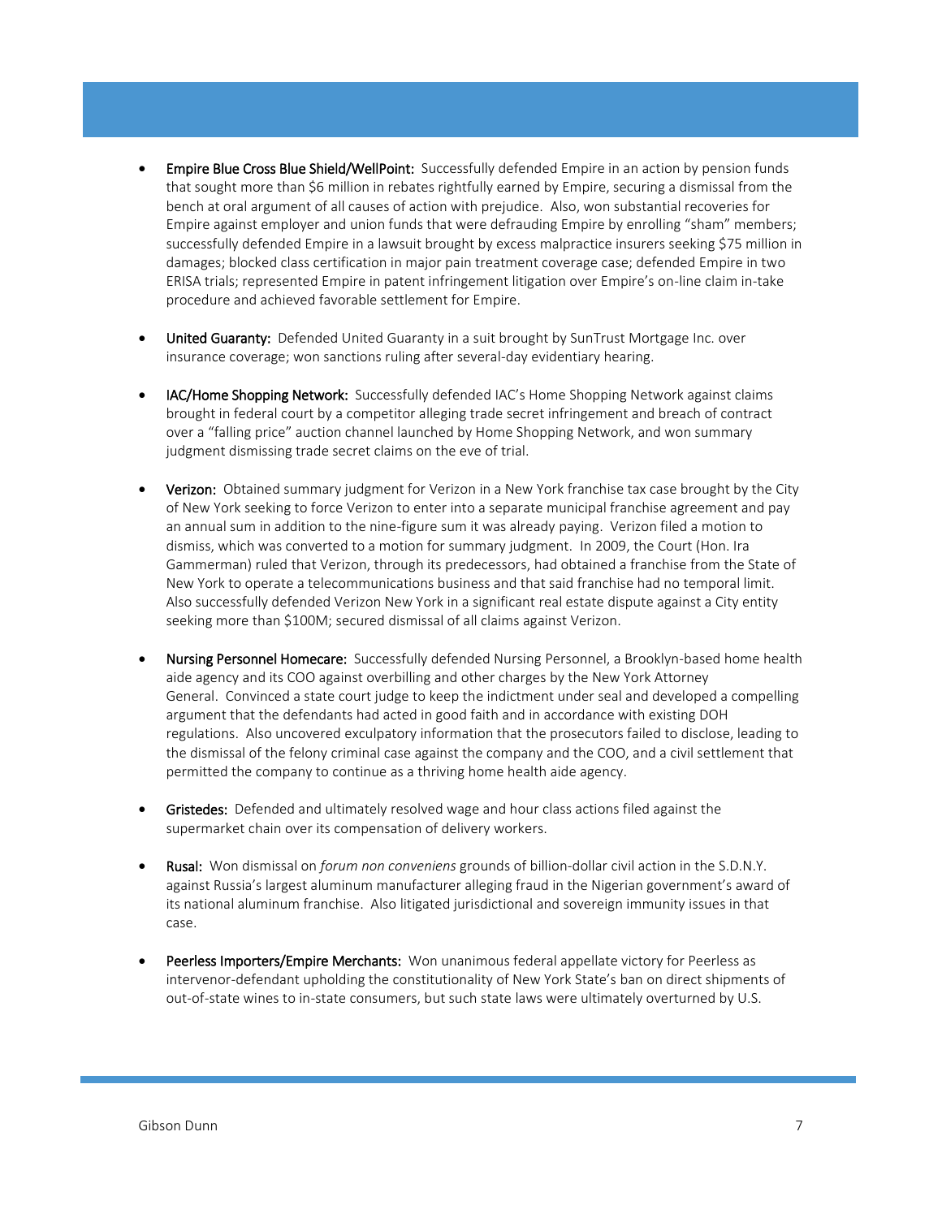- **Empire Blue Cross Blue Shield/WellPoint:** Successfully defended Empire in an action by pension funds that sought more than $6 million in rebates rightfully earned by Empire, securing a dismissal from the bench at oral argument of all causes of action with prejudice. Also, won substantial recoveries for Empire against employer and union funds that were defrauding Empire by enrolling "sham" members; successfully defended Empire in a lawsuit brought by excess malpractice insurers seeking $75 million in damages; blocked class certification in major pain treatment coverage case; defended Empire in two ERISA trials; represented Empire in patent infringement litigation over Empire's on-line claim in-take procedure and achieved favorable settlement for Empire.

- **United Guaranty:** Defended United Guaranty in a suit brought by SunTrust Mortgage Inc. over insurance coverage; won sanctions ruling after several-day evidentiary hearing.

- **IAC/Home Shopping Network:** Successfully defended IAC's Home Shopping Network against claims brought in federal court by a competitor alleging trade secret infringement and breach of contract over a "falling price" auction channel launched by Home Shopping Network, and won summary judgment dismissing trade secret claims on the eve of trial.

- **Verizon:** Obtained summary judgment for Verizon in a New York franchise tax case brought by the City of New York seeking to force Verizon to enter into a separate municipal franchise agreement and pay an annual sum in addition to the nine-figure sum it was already paying. Verizon filed a motion to dismiss, which was converted to a motion for summary judgment. In 2009, the Court (Hon. Ira Gammerman) ruled that Verizon, through its predecessors, had obtained a franchise from the State of New York to operate a telecommunications business and that said franchise had no temporal limit. Also successfully defended Verizon New York in a significant real estate dispute against a City entity seeking more than $100M; secured dismissal of all claims against Verizon.

- **Nursing Personnel Homecare:** Successfully defended Nursing Personnel, a Brooklyn-based home health aide agency and its COO against overbilling and other charges by the New York Attorney General. Convinced a state court judge to keep the indictment under seal and developed a compelling argument that the defendants had acted in good faith and in accordance with existing DOH regulations. Also uncovered exculpatory information that the prosecutors failed to disclose, leading to the dismissal of the felony criminal case against the company and the COO, and a civil settlement that permitted the company to continue as a thriving home health aide agency.

- **Gristedes:** Defended and ultimately resolved wage and hour class actions filed against the supermarket chain over its compensation of delivery workers.

- **Rusal:** Won dismissal on *forum non conveniens* grounds of billion-dollar civil action in the S.D.N.Y. against Russia's largest aluminum manufacturer alleging fraud in the Nigerian government's award of its national aluminum franchise. Also litigated jurisdictional and sovereign immunity issues in that case.

- **Peerless Importers/Empire Merchants:** Won unanimous federal appellate victory for Peerless as intervenor-defendant upholding the constitutionality of New York State's ban on direct shipments of out-of-state wines to in-state consumers, but such state laws were ultimately overturned by U.S.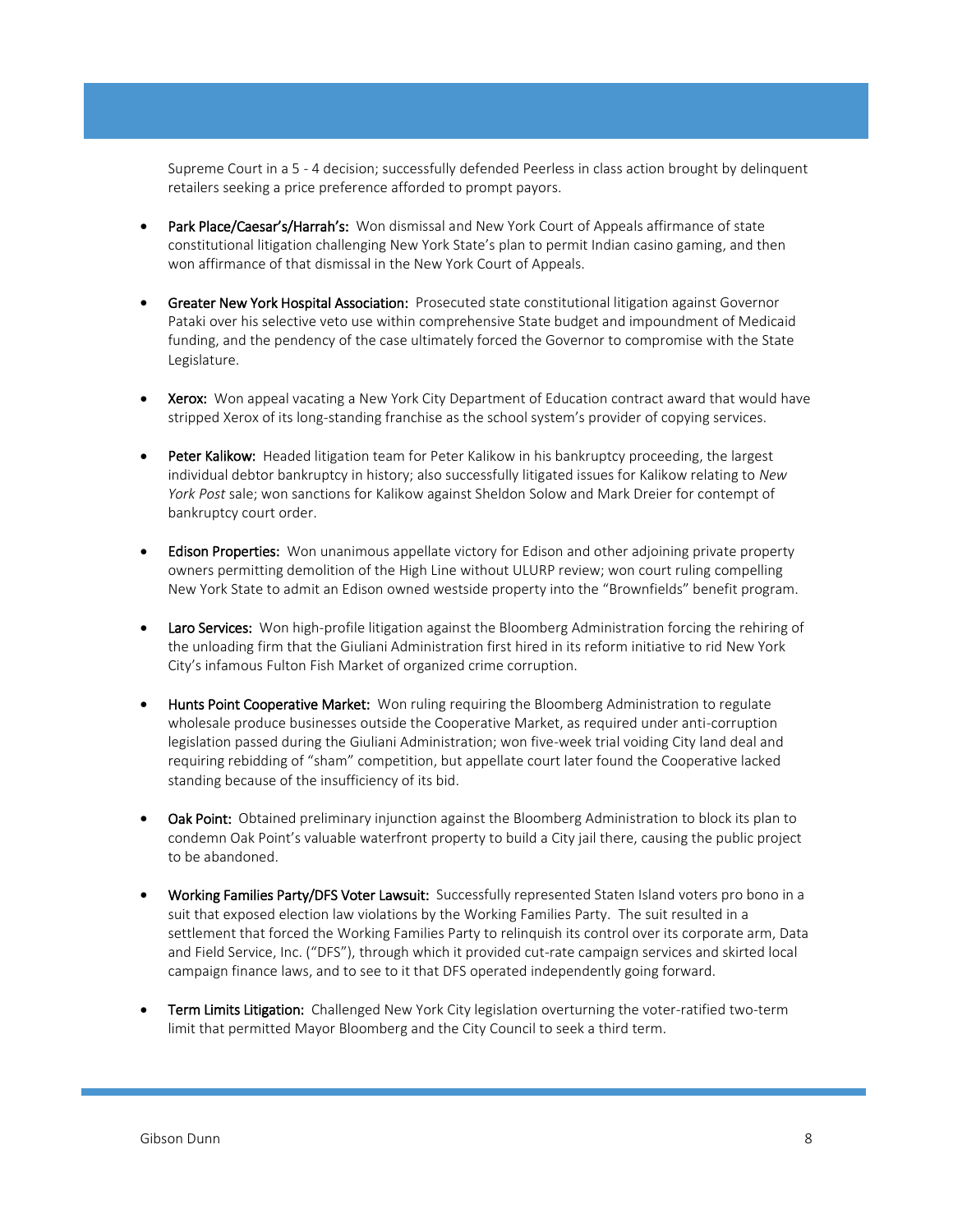Supreme Court in a 5 - 4 decision; successfully defended Peerless in class action brought by delinquent retailers seeking a price preference afforded to prompt payors.

- **Park Place/Caesar's/Harrah's:** Won dismissal and New York Court of Appeals affirmance of state constitutional litigation challenging New York State's plan to permit Indian casino gaming, and then won affirmance of that dismissal in the New York Court of Appeals.

- **Greater New York Hospital Association:** Prosecuted state constitutional litigation against Governor Pataki over his selective veto use within comprehensive State budget and impoundment of Medicaid funding, and the pendency of the case ultimately forced the Governor to compromise with the State Legislature.

- **Xerox:** Won appeal vacating a New York City Department of Education contract award that would have stripped Xerox of its long-standing franchise as the school system's provider of copying services.

- **Peter Kalikow:** Headed litigation team for Peter Kalikow in his bankruptcy proceeding, the largest individual debtor bankruptcy in history; also successfully litigated issues for Kalikow relating to *New York Post* sale; won sanctions for Kalikow against Sheldon Solow and Mark Dreier for contempt of bankruptcy court order.

- **Edison Properties:** Won unanimous appellate victory for Edison and other adjoining private property owners permitting demolition of the High Line without ULURP review; won court ruling compelling New York State to admit an Edison owned westside property into the "Brownfields" benefit program.

- **Laro Services:** Won high-profile litigation against the Bloomberg Administration forcing the rehiring of the unloading firm that the Giuliani Administration first hired in its reform initiative to rid New York City's infamous Fulton Fish Market of organized crime corruption.

- **Hunts Point Cooperative Market:** Won ruling requiring the Bloomberg Administration to regulate wholesale produce businesses outside the Cooperative Market, as required under anti-corruption legislation passed during the Giuliani Administration; won five-week trial voiding City land deal and requiring rebidding of "sham" competition, but appellate court later found the Cooperative lacked standing because of the insufficiency of its bid.

- **Oak Point:** Obtained preliminary injunction against the Bloomberg Administration to block its plan to condemn Oak Point's valuable waterfront property to build a City jail there, causing the public project to be abandoned.

- **Working Families Party/DFS Voter Lawsuit:** Successfully represented Staten Island voters pro bono in a suit that exposed election law violations by the Working Families Party. The suit resulted in a settlement that forced the Working Families Party to relinquish its control over its corporate arm, Data and Field Service, Inc. ("DFS"), through which it provided cut-rate campaign services and skirted local campaign finance laws, and to see to it that DFS operated independently going forward.

- **Term Limits Litigation:** Challenged New York City legislation overturning the voter-ratified two-term limit that permitted Mayor Bloomberg and the City Council to seek a third term.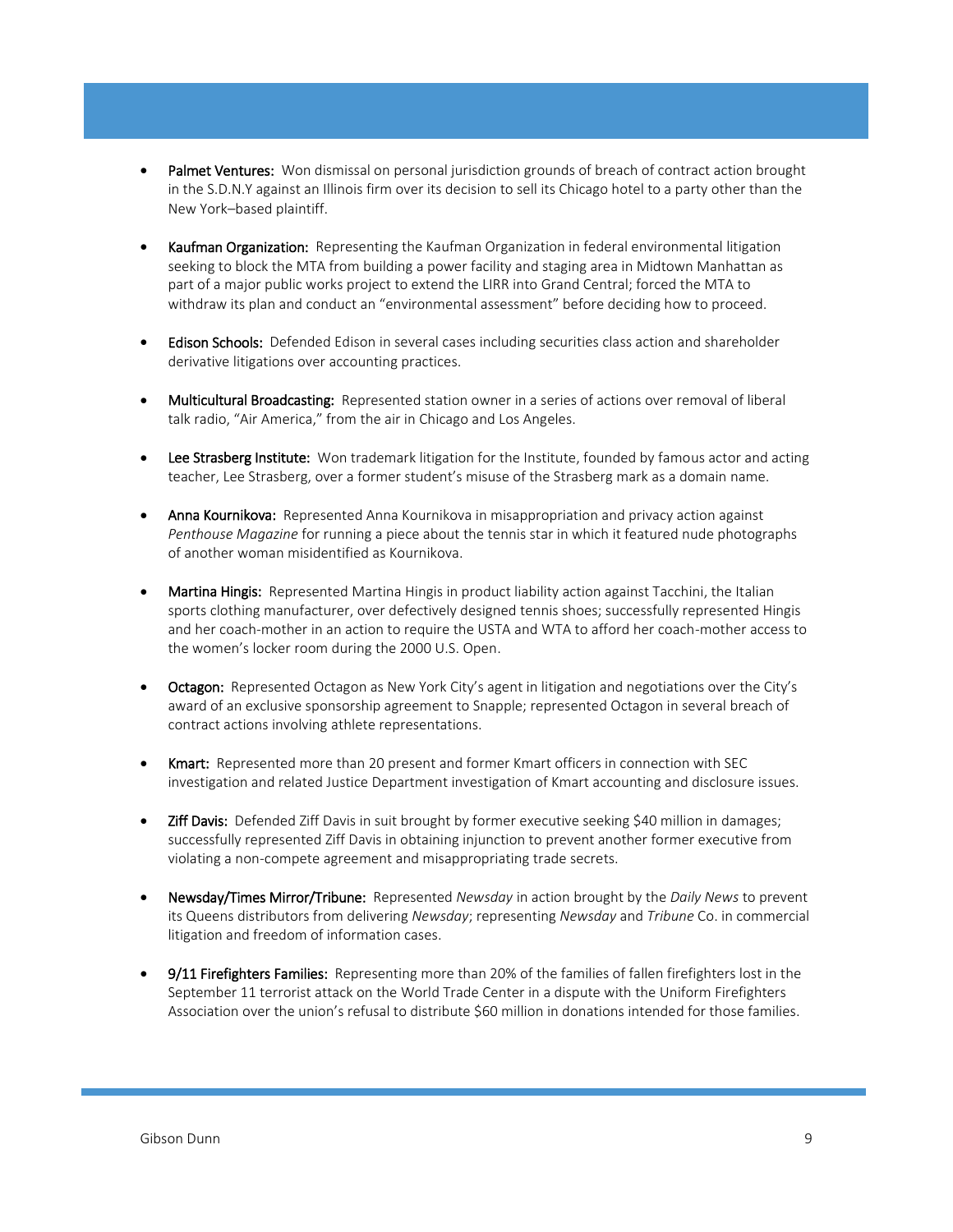- **Palmet Ventures:** Won dismissal on personal jurisdiction grounds of breach of contract action brought in the S.D.N.Y against an Illinois firm over its decision to sell its Chicago hotel to a party other than the New York–based plaintiff.

- **Kaufman Organization:** Representing the Kaufman Organization in federal environmental litigation seeking to block the MTA from building a power facility and staging area in Midtown Manhattan as part of a major public works project to extend the LIRR into Grand Central; forced the MTA to withdraw its plan and conduct an "environmental assessment" before deciding how to proceed.

- **Edison Schools:** Defended Edison in several cases including securities class action and shareholder derivative litigations over accounting practices.

- **Multicultural Broadcasting:** Represented station owner in a series of actions over removal of liberal talk radio, "Air America," from the air in Chicago and Los Angeles.

- **Lee Strasberg Institute:** Won trademark litigation for the Institute, founded by famous actor and acting teacher, Lee Strasberg, over a former student's misuse of the Strasberg mark as a domain name.

- **Anna Kournikova:** Represented Anna Kournikova in misappropriation and privacy action against *Penthouse Magazine* for running a piece about the tennis star in which it featured nude photographs of another woman misidentified as Kournikova.

- **Martina Hingis:** Represented Martina Hingis in product liability action against Tacchini, the Italian sports clothing manufacturer, over defectively designed tennis shoes; successfully represented Hingis and her coach-mother in an action to require the USTA and WTA to afford her coach-mother access to the women's locker room during the 2000 U.S. Open.

- **Octagon:** Represented Octagon as New York City's agent in litigation and negotiations over the City's award of an exclusive sponsorship agreement to Snapple; represented Octagon in several breach of contract actions involving athlete representations.

- **Kmart:** Represented more than 20 present and former Kmart officers in connection with SEC investigation and related Justice Department investigation of Kmart accounting and disclosure issues.

- **Ziff Davis:** Defended Ziff Davis in suit brought by former executive seeking $40 million in damages; successfully represented Ziff Davis in obtaining injunction to prevent another former executive from violating a non-compete agreement and misappropriating trade secrets.

- **Newsday/Times Mirror/Tribune:** Represented *Newsday* in action brought by the *Daily News* to prevent its Queens distributors from delivering *Newsday*; representing *Newsday* and *Tribune* Co. in commercial litigation and freedom of information cases.

- **9/11 Firefighters Families:** Representing more than 20% of the families of fallen firefighters lost in the September 11 terrorist attack on the World Trade Center in a dispute with the Uniform Firefighters Association over the union's refusal to distribute $60 million in donations intended for those families.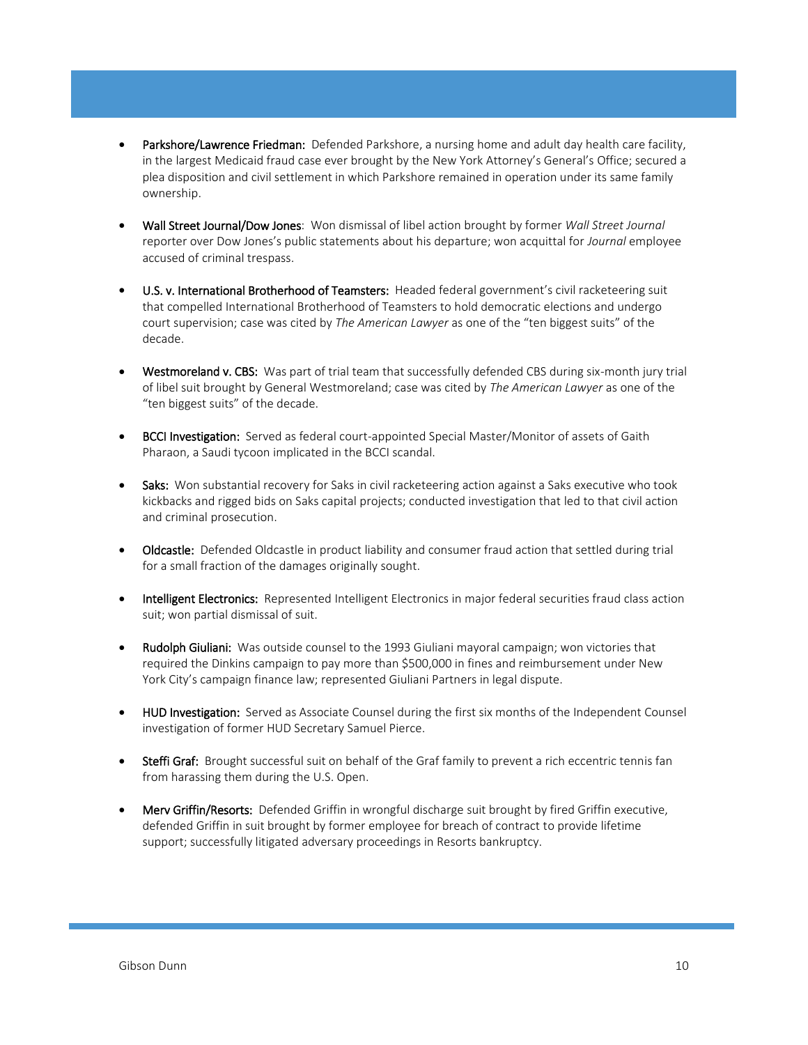- **Parkshore/Lawrence Friedman:** Defended Parkshore, a nursing home and adult day health care facility, in the largest Medicaid fraud case ever brought by the New York Attorney's General's Office; secured a plea disposition and civil settlement in which Parkshore remained in operation under its same family ownership.

- **Wall Street Journal/Dow Jones**: Won dismissal of libel action brought by former *Wall Street Journal* reporter over Dow Jones's public statements about his departure; won acquittal for *Journal* employee accused of criminal trespass.

- **U.S. v. International Brotherhood of Teamsters:** Headed federal government's civil racketeering suit that compelled International Brotherhood of Teamsters to hold democratic elections and undergo court supervision; case was cited by *The American Lawyer* as one of the "ten biggest suits" of the decade.

- **Westmoreland v. CBS:** Was part of trial team that successfully defended CBS during six-month jury trial of libel suit brought by General Westmoreland; case was cited by *The American Lawyer* as one of the "ten biggest suits" of the decade.

- **BCCI Investigation:** Served as federal court-appointed Special Master/Monitor of assets of Gaith Pharaon, a Saudi tycoon implicated in the BCCI scandal.

- **Saks:** Won substantial recovery for Saks in civil racketeering action against a Saks executive who took kickbacks and rigged bids on Saks capital projects; conducted investigation that led to that civil action and criminal prosecution.

- **Oldcastle:** Defended Oldcastle in product liability and consumer fraud action that settled during trial for a small fraction of the damages originally sought.

- **Intelligent Electronics:** Represented Intelligent Electronics in major federal securities fraud class action suit; won partial dismissal of suit.

- **Rudolph Giuliani:** Was outside counsel to the 1993 Giuliani mayoral campaign; won victories that required the Dinkins campaign to pay more than $500,000 in fines and reimbursement under New York City's campaign finance law; represented Giuliani Partners in legal dispute.

- **HUD Investigation:** Served as Associate Counsel during the first six months of the Independent Counsel investigation of former HUD Secretary Samuel Pierce.

- **Steffi Graf:** Brought successful suit on behalf of the Graf family to prevent a rich eccentric tennis fan from harassing them during the U.S. Open.

- **Merv Griffin/Resorts:** Defended Griffin in wrongful discharge suit brought by fired Griffin executive, defended Griffin in suit brought by former employee for breach of contract to provide lifetime support; successfully litigated adversary proceedings in Resorts bankruptcy.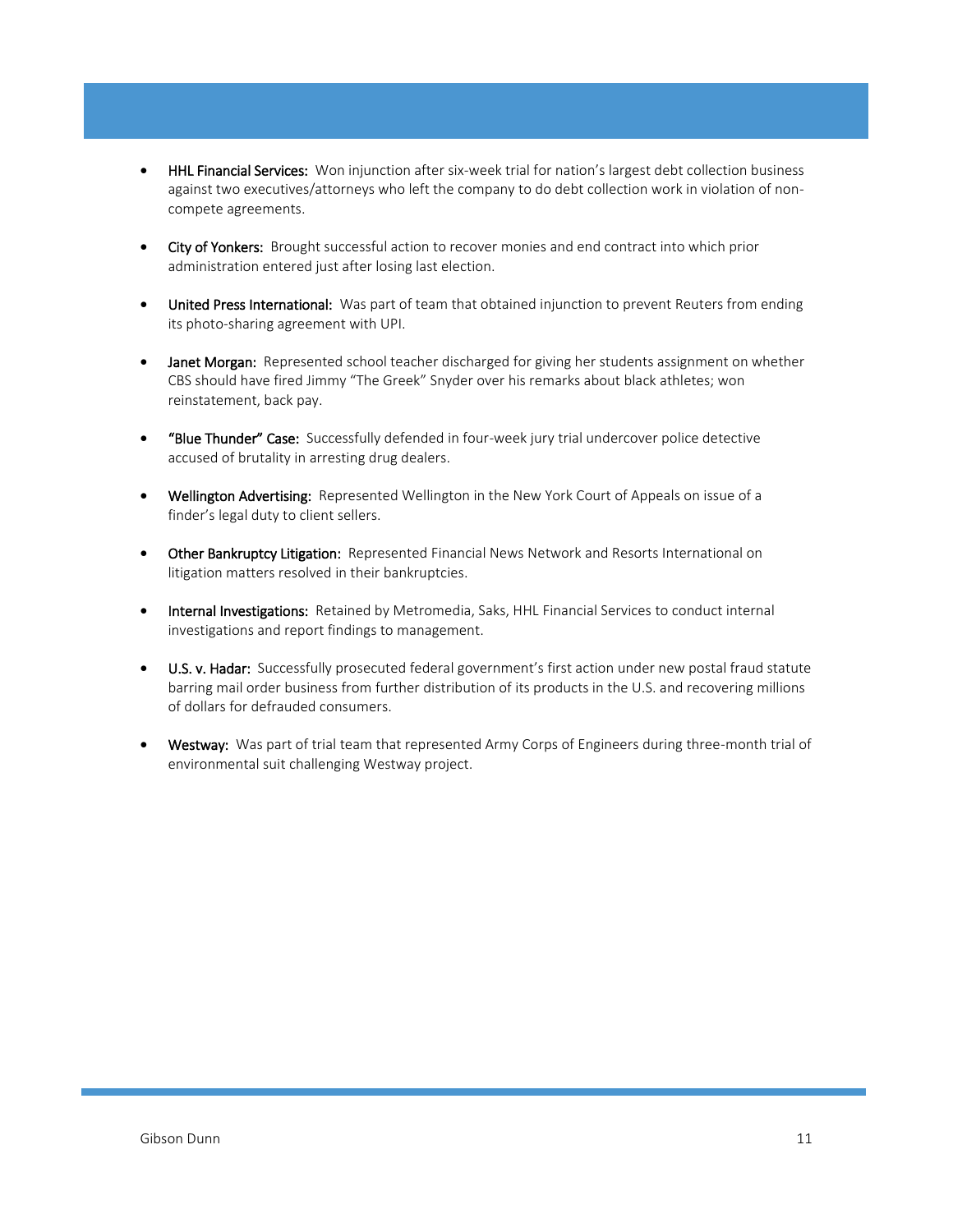- **HHL Financial Services:** Won injunction after six-week trial for nation's largest debt collection business against two executives/attorneys who left the company to do debt collection work in violation of non-compete agreements.

- **City of Yonkers:** Brought successful action to recover monies and end contract into which prior administration entered just after losing last election.

- **United Press International:** Was part of team that obtained injunction to prevent Reuters from ending its photo-sharing agreement with UPI.

- **Janet Morgan:** Represented school teacher discharged for giving her students assignment on whether CBS should have fired Jimmy "The Greek" Snyder over his remarks about black athletes; won reinstatement, back pay.

- **"Blue Thunder" Case:** Successfully defended in four-week jury trial undercover police detective accused of brutality in arresting drug dealers.

- **Wellington Advertising:** Represented Wellington in the New York Court of Appeals on issue of a finder's legal duty to client sellers.

- **Other Bankruptcy Litigation:** Represented Financial News Network and Resorts International on litigation matters resolved in their bankruptcies.

- **Internal Investigations:** Retained by Metromedia, Saks, HHL Financial Services to conduct internal investigations and report findings to management.

- **U.S. v. Hadar:** Successfully prosecuted federal government's first action under new postal fraud statute barring mail order business from further distribution of its products in the U.S. and recovering millions of dollars for defrauded consumers.

- **Westway:** Was part of trial team that represented Army Corps of Engineers during three-month trial of environmental suit challenging Westway project.